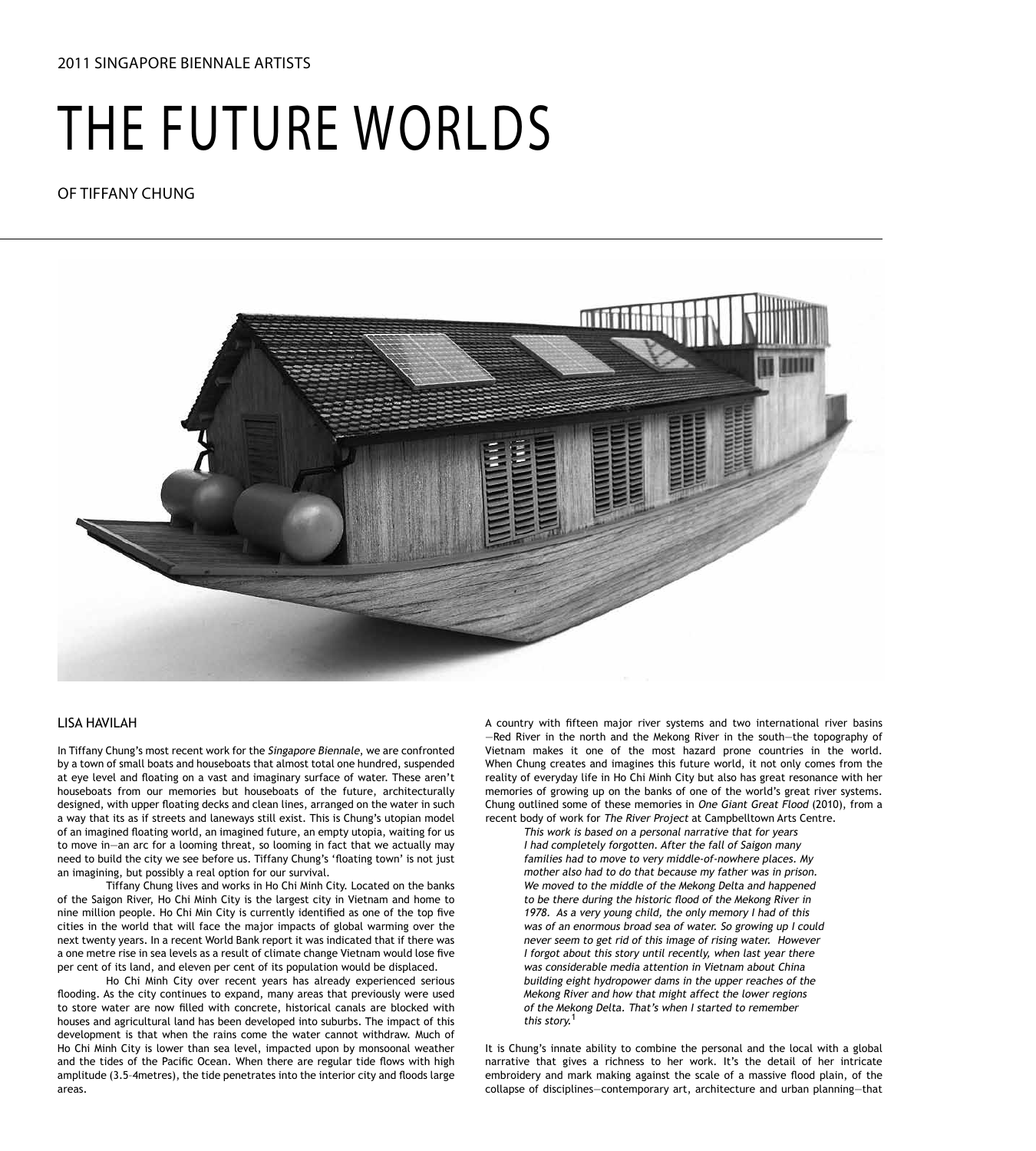2011 SINGAPORE BIENNALE ARTISTS

# THE FUTURE WORLDS

## OF TIFFANY CHUNG

### LISA HAVILAH

In Tiffany Chung's most recent work for the *Singapore Biennale*, we are confronted by a town of small boats and houseboats that almost total one hundred, suspended at eye level and floating on a vast and imaginary surface of water. These aren't houseboats from our memories but houseboats of the future, architecturally designed, with upper floating decks and clean lines, arranged on the water in such a way that its as if streets and laneways still exist. This is Chung's utopian model of an imagined floating world, an imagined future, an empty utopia, waiting for us to move in—an arc for a looming threat, so looming in fact that we actually may need to build the city we see before us. Tiffany Chung's 'floating town' is not just an imagining, but possibly a real option for our survival.

Tiffany Chung lives and works in Ho Chi Minh City. Located on the banks of the Saigon River, Ho Chi Minh City is the largest city in Vietnam and home to nine million people. Ho Chi Min City is currently identified as one of the top five cities in the world that will face the major impacts of global warming over the next twenty years. In a recent World Bank report it was indicated that if there was a one metre rise in sea levels as a result of climate change Vietnam would lose five per cent of its land, and eleven per cent of its population would be displaced.

Ho Chi Minh City over recent years has already experienced serious flooding. As the city continues to expand, many areas that previously were used to store water are now filled with concrete, historical canals are blocked with houses and agricultural land has been developed into suburbs. The impact of this development is that when the rains come the water cannot withdraw. Much of Ho Chi Minh City is lower than sea level, impacted upon by monsoonal weather and the tides of the Pacific Ocean. When there are regular tide flows with high amplitude (3.5–4metres), the tide penetrates into the interior city and floods large areas.

A country with fifteen major river systems and two international river basins —Red River in the north and the Mekong River in the south—the topography of Vietnam makes it one of the most hazard prone countries in the world. When Chung creates and imagines this future world, it not only comes from the reality of everyday life in Ho Chi Minh City but also has great resonance with her memories of growing up on the banks of one of the world's great river systems. Chung outlined some of these memories in *One Giant Great Flood* (2010), from a recent body of work for *The River Project* at Campbelltown Arts Centre.

> *This work is based on a personal narrative that for years I had completely forgotten. After the fall of Saigon many families had to move to very middle-of-nowhere places. My mother also had to do that because my father was in prison. We moved to the middle of the Mekong Delta and happened to be there during the historic flood of the Mekong River in 1978. As a very young child, the only memory I had of this was of an enormous broad sea of water. So growing up I could never seem to get rid of this image of rising water. However I forgot about this story until recently, when last year there was considerable media attention in Vietnam about China building eight hydropower dams in the upper reaches of the Mekong River and how that might affect the lower regions of the Mekong Delta. That's when I started to remember this story.*[1]

It is Chung's innate ability to combine the personal and the local with a global narrative that gives a richness to her work. It's the detail of her intricate embroidery and mark making against the scale of a massive flood plain, of the collapse of disciplines—contemporary art, architecture and urban planning—that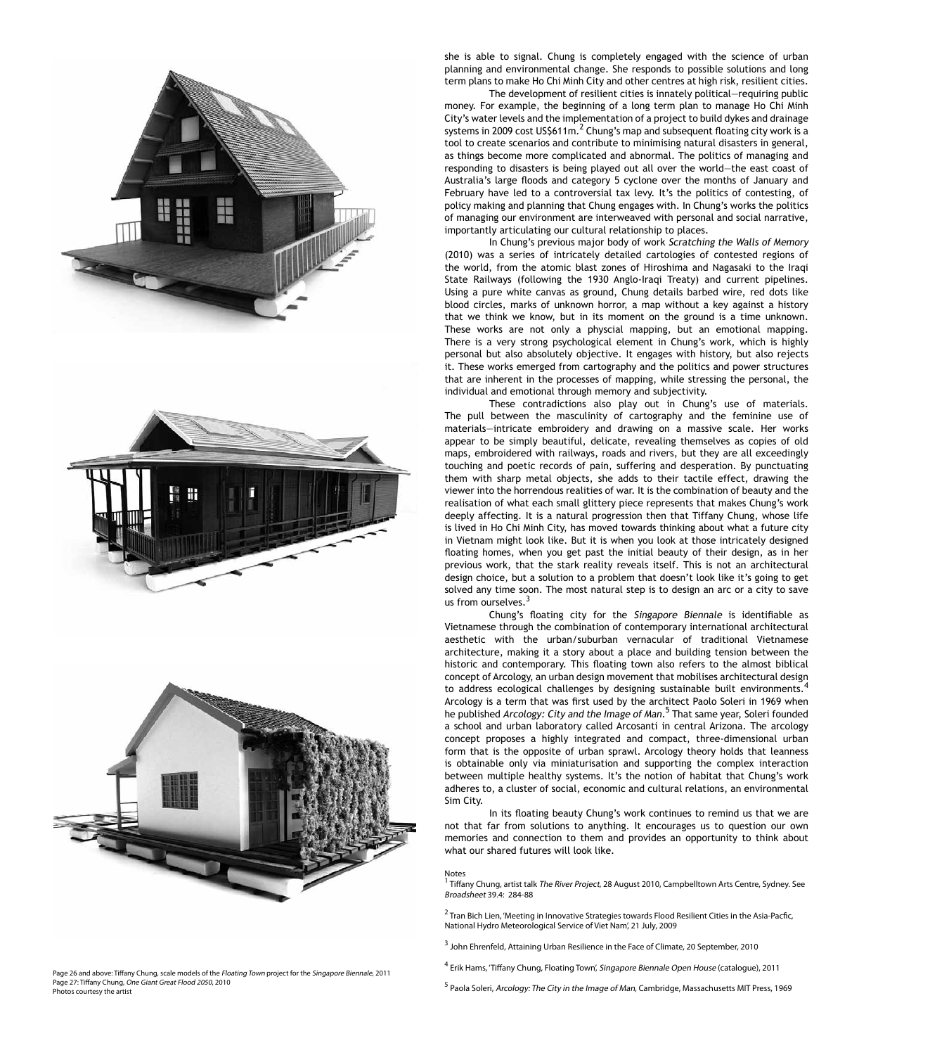she is able to signal. Chung is completely engaged with the science of urban planning and environmental change. She responds to possible solutions and long term plans to make Ho Chi Minh City and other centres at high risk, resilient cities.

The development of resilient cities is innately political—requiring public money. For example, the beginning of a long term plan to manage Ho Chi Minh City's water levels and the implementation of a project to build dykes and drainage systems in 2009 cost US$611m.[2] Chung's map and subsequent floating city work is a tool to create scenarios and contribute to minimising natural disasters in general, as things become more complicated and abnormal. The politics of managing and responding to disasters is being played out all over the world—the east coast of Australia's large floods and category 5 cyclone over the months of January and February have led to a controversial tax levy. It's the politics of contesting, of policy making and planning that Chung engages with. In Chung's works the politics of managing our environment are interweaved with personal and social narrative, importantly articulating our cultural relationship to places.

In Chung's previous major body of work *Scratching the Walls of Memory* (2010) was a series of intricately detailed cartologies of contested regions of the world, from the atomic blast zones of Hiroshima and Nagasaki to the Iraqi State Railways (following the 1930 Anglo-Iraqi Treaty) and current pipelines. Using a pure white canvas as ground, Chung details barbed wire, red dots like blood circles, marks of unknown horror, a map without a key against a history that we think we know, but in its moment on the ground is a time unknown. These works are not only a physcial mapping, but an emotional mapping. There is a very strong psychological element in Chung's work, which is highly personal but also absolutely objective. It engages with history, but also rejects it. These works emerged from cartography and the politics and power structures that are inherent in the processes of mapping, while stressing the personal, the individual and emotional through memory and subjectivity.

These contradictions also play out in Chung's use of materials. The pull between the masculinity of cartography and the feminine use of materials—intricate embroidery and drawing on a massive scale. Her works appear to be simply beautiful, delicate, revealing themselves as copies of old maps, embroidered with railways, roads and rivers, but they are all exceedingly touching and poetic records of pain, suffering and desperation. By punctuating them with sharp metal objects, she adds to their tactile effect, drawing the viewer into the horrendous realities of war. It is the combination of beauty and the realisation of what each small glittery piece represents that makes Chung's work deeply affecting. It is a natural progression then that Tiffany Chung, whose life is lived in Ho Chi Minh City, has moved towards thinking about what a future city in Vietnam might look like. But it is when you look at those intricately designed floating homes, when you get past the initial beauty of their design, as in her previous work, that the stark reality reveals itself. This is not an architectural design choice, but a solution to a problem that doesn't look like it's going to get solved any time soon. The most natural step is to design an arc or a city to save us from ourselves.[3]

Chung's floating city for the *Singapore Biennale* is identifiable as Vietnamese through the combination of contemporary international architectural aesthetic with the urban/suburban vernacular of traditional Vietnamese architecture, making it a story about a place and building tension between the historic and contemporary. This floating town also refers to the almost biblical concept of Arcology, an urban design movement that mobilises architectural design to address ecological challenges by designing sustainable built environments.[4] Arcology is a term that was first used by the architect Paolo Soleri in 1969 when he published *Arcology: City and the Image of Man*.[5] That same year, Soleri founded a school and urban laboratory called Arcosanti in central Arizona. The arcology concept proposes a highly integrated and compact, three-dimensional urban form that is the opposite of urban sprawl. Arcology theory holds that leanness is obtainable only via miniaturisation and supporting the complex interaction between multiple healthy systems. It's the notion of habitat that Chung's work adheres to, a cluster of social, economic and cultural relations, an environmental Sim City.

In its floating beauty Chung's work continues to remind us that we are not that far from solutions to anything. It encourages us to question our own memories and connection to them and provides an opportunity to think about what our shared futures will look like.

Page 26 and above: Tiffany Chung, scale models of the *Floating Town* project for the *Singapore Biennale*, 2011
Page 27: Tiffany Chung, *One Giant Great Flood 2050*, 2010
Photos courtesy the artist

Notes

[1] Tiffany Chung, artist talk *The River Project*, 28 August 2010, Campbelltown Arts Centre, Sydney. See *Broadsheet* 39.4: 284-88

[2] Tran Bich Lien, 'Meeting in Innovative Strategies towards Flood Resilient Cities in the Asia-Pacfic, National Hydro Meteorological Service of Viet Nam', 21 July, 2009

[3] John Ehrenfeld, Attaining Urban Resilience in the Face of Climate, 20 September, 2010

[4] Erik Hams, 'Tiffany Chung, Floating Town', *Singapore Biennale Open House* (catalogue), 2011

[5] Paola Soleri, *Arcology: The City in the Image of Man*, Cambridge, Massachusetts MIT Press, 1969